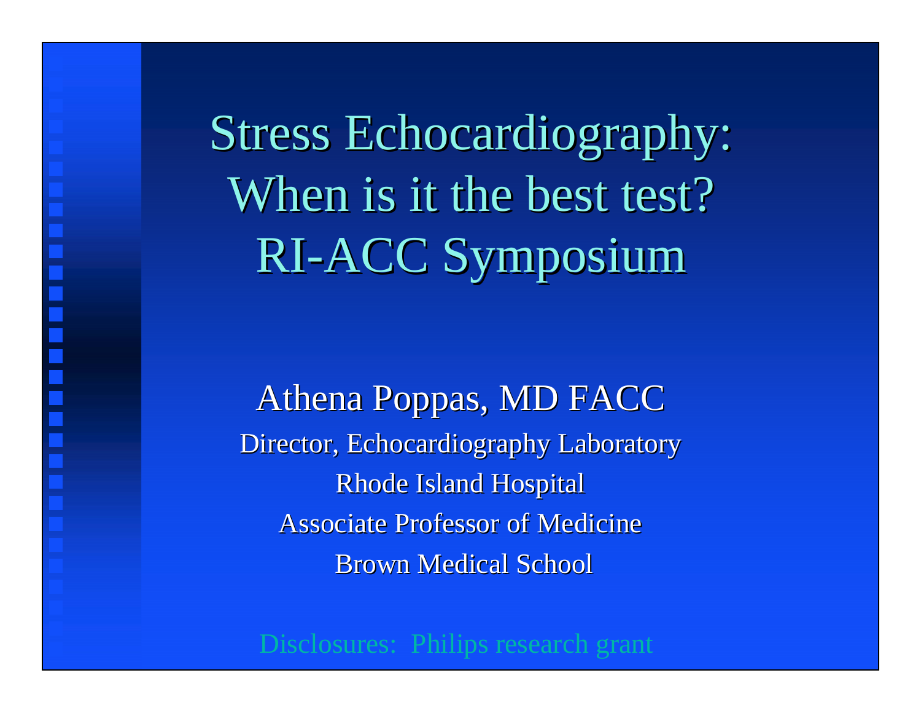# Stress Echocardiography: When is it the best test? RI-ACC Symposium

Athena Poppas, MD FACC

Director, Echocardiography Laboratory

Rhode Island Hospital

Associate Professor of Medicine

Brown Medical School

Disclosures: Philips research grant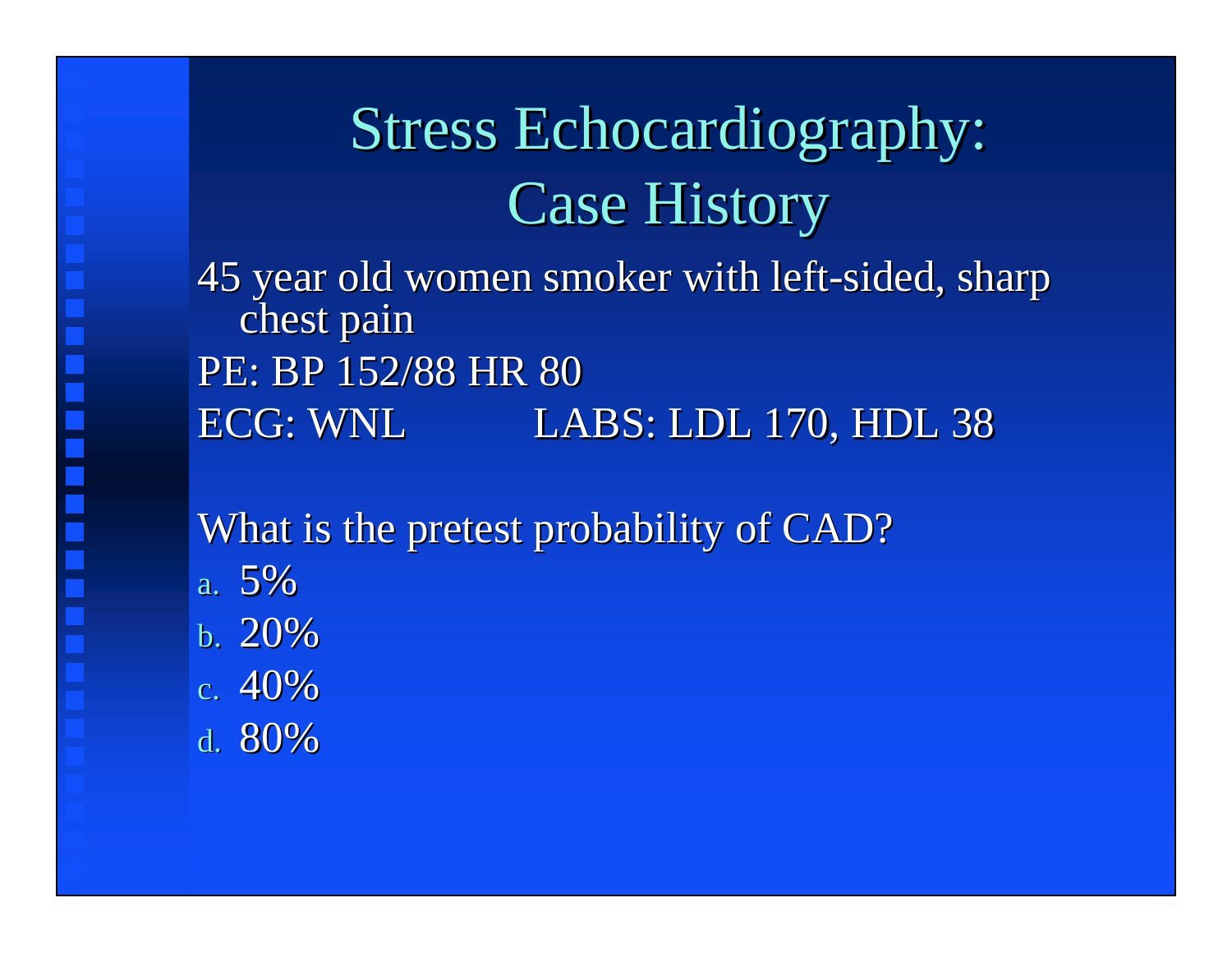# Stress Echocardiography: Case History

45 year old women smoker with left-sided, sharp chest pain

PE: BP 152/88 HR 80

ECG: WNL LABS: LDL 170, HDL 38

What is the pretest probability of CAD?

a. 5%
b. 20%
c. 40%
d. 80%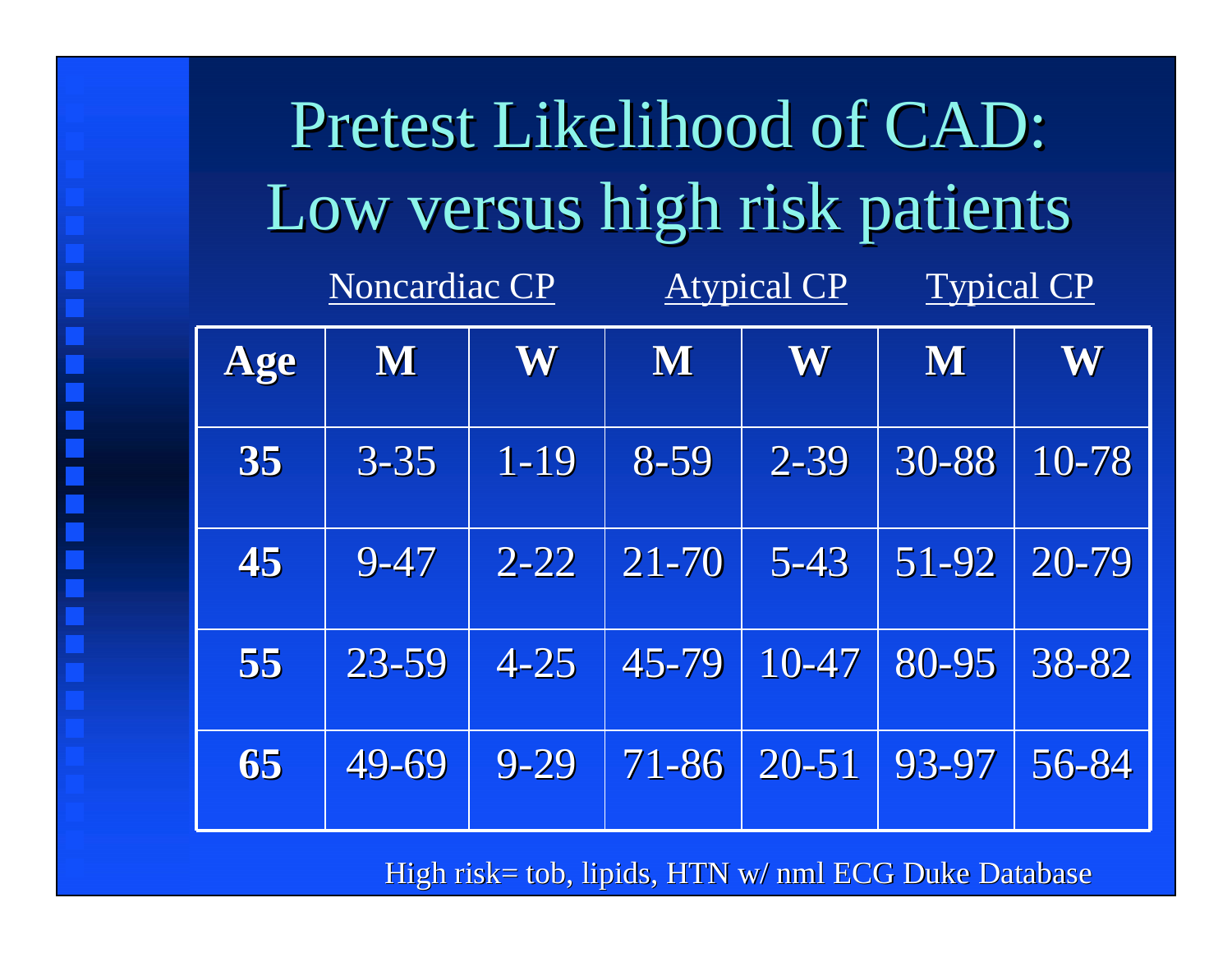# Pretest Likelihood of CAD: Low versus high risk patients

| | Noncardiac CP | | Atypical CP | | Typical CP | |
|---|---|---|---|---|---|---|
| **Age** | **M** | **W** | **M** | **W** | **M** | **W** |
| **35** | 3-35 | 1-19 | 8-59 | 2-39 | 30-88 | 10-78 |
| **45** | 9-47 | 2-22 | 21-70 | 5-43 | 51-92 | 20-79 |
| **55** | 23-59 | 4-25 | 45-79 | 10-47 | 80-95 | 38-82 |
| **65** | 49-69 | 9-29 | 71-86 | 20-51 | 93-97 | 56-84 |

High risk= tob, lipids, HTN w/ nml ECG Duke Database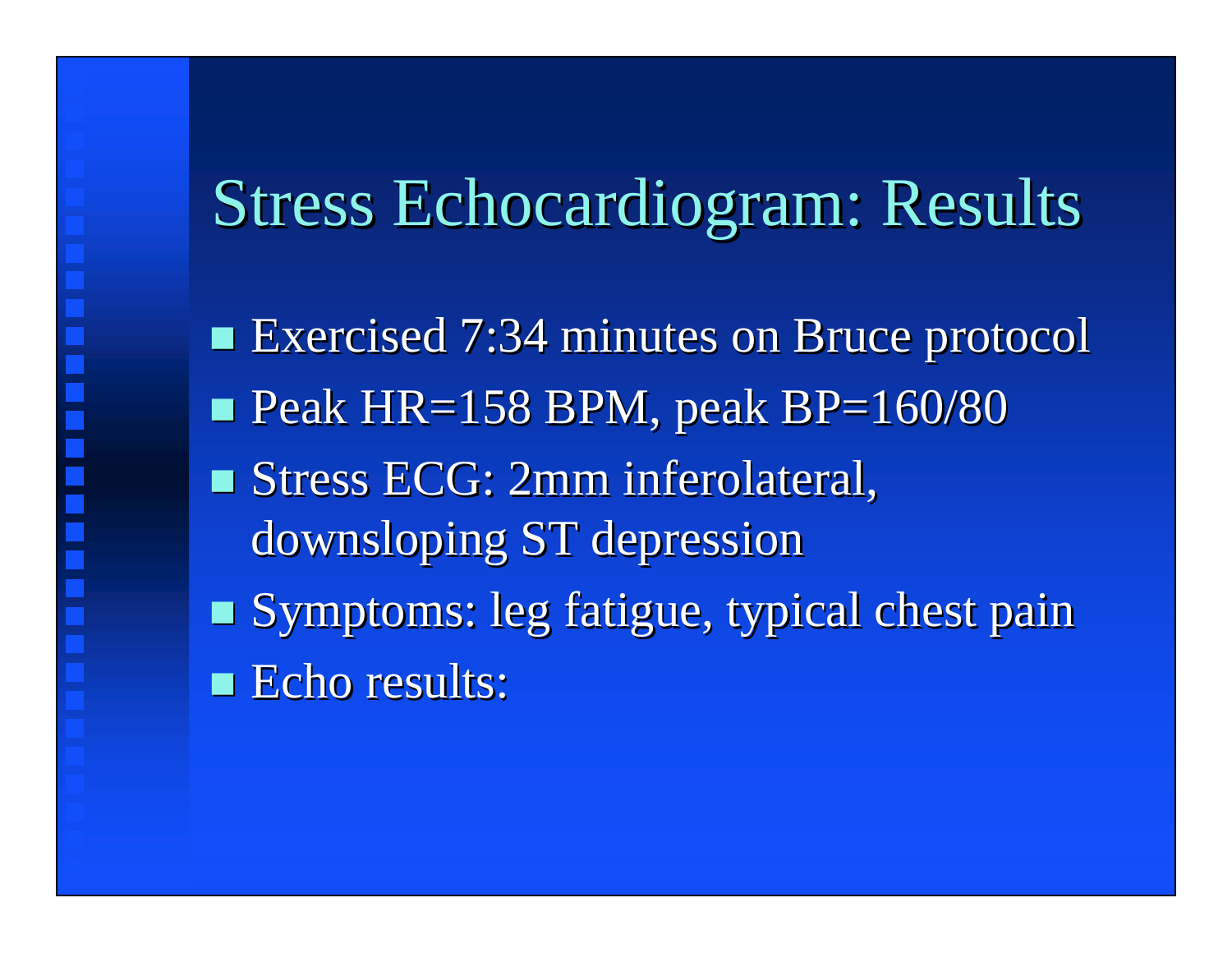# Stress Echocardiogram: Results

- Exercised 7:34 minutes on Bruce protocol
- Peak HR=158 BPM, peak BP=160/80
- Stress ECG: 2mm inferolateral, downsloping ST depression
- Symptoms: leg fatigue, typical chest pain
- Echo results: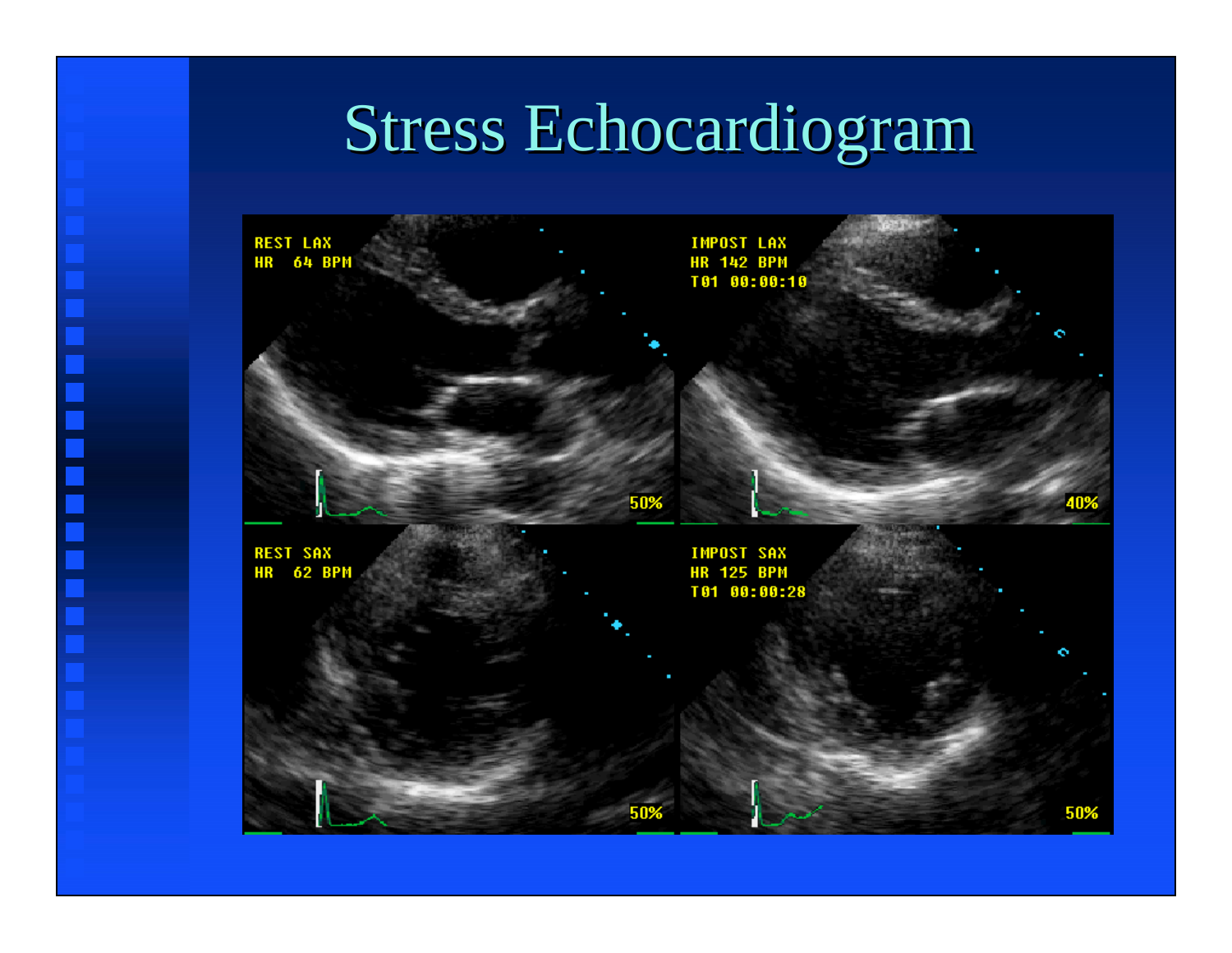# Stress Echocardiogram

REST LAX
HR 64 BPM
50%

IMPOST LAX
HR 142 BPM
T01 00:00:10
40%

REST SAX
HR 62 BPM
50%

IMPOST SAX
HR 125 BPM
T01 00:00:28
50%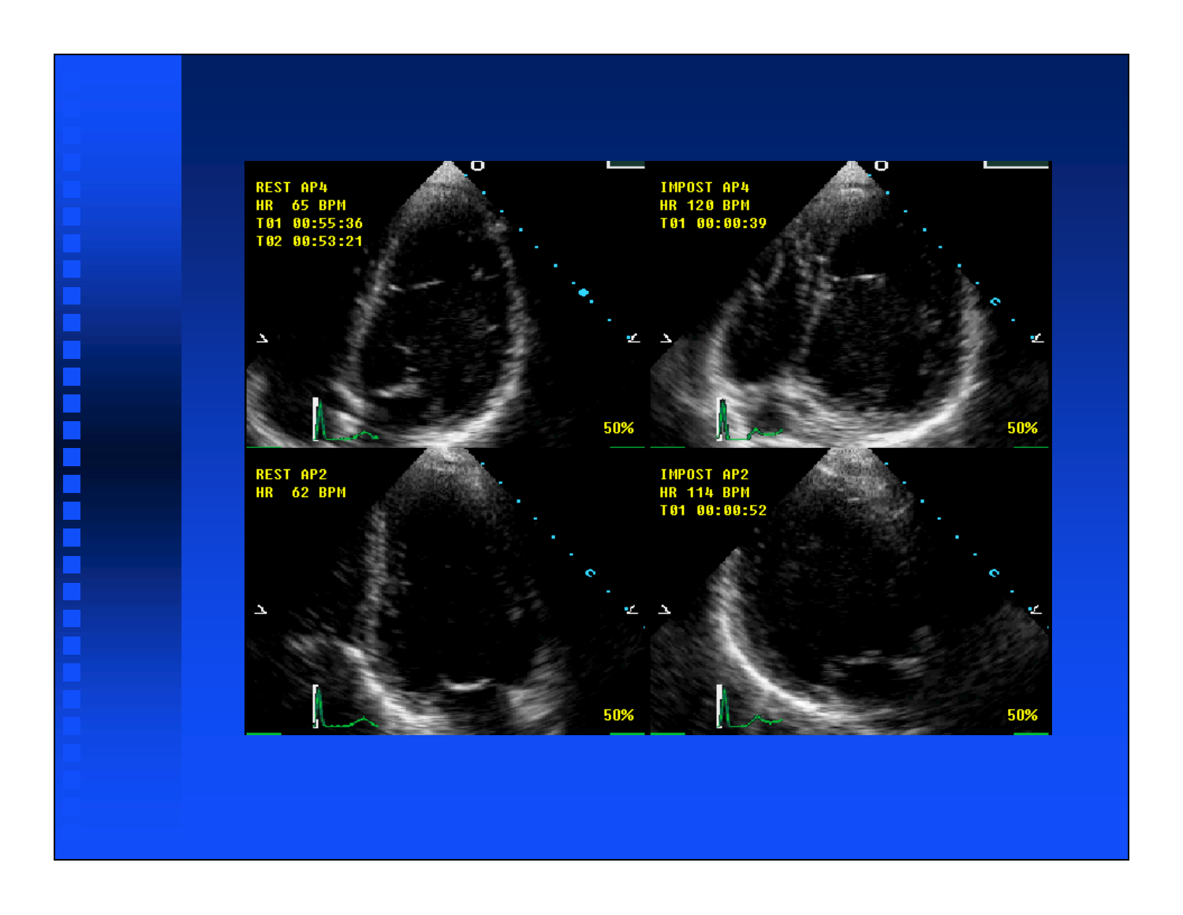REST AP4
HR 65 BPM
T01 00:55:36
T02 00:53:21

50%

IMPOST AP4
HR 120 BPM
T01 00:00:39

50%

REST AP2
HR 62 BPM

50%

IMPOST AP2
HR 114 BPM
T01 00:00:52

50%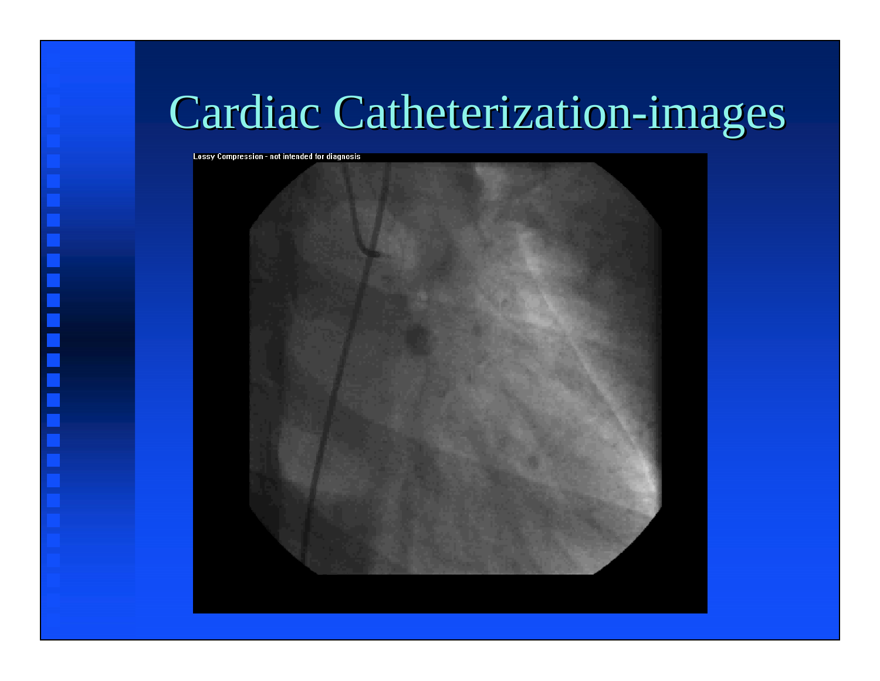# Cardiac Catheterization-images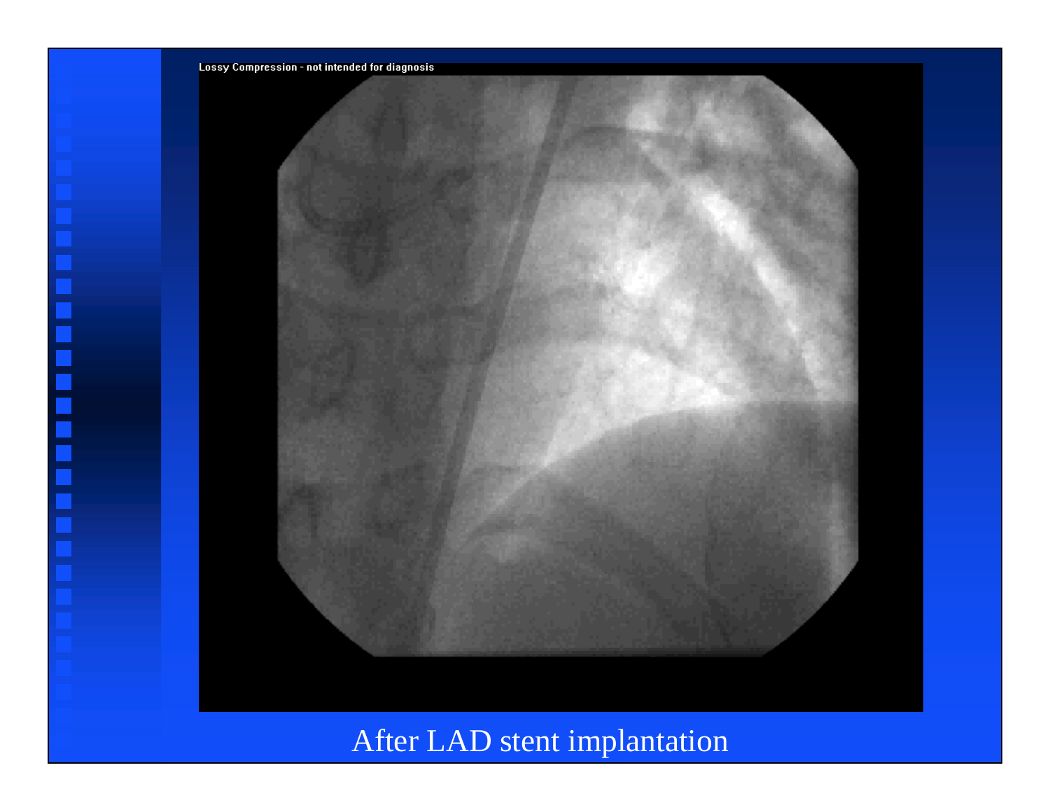Lossy Compression - not intended for diagnosis

After LAD stent implantation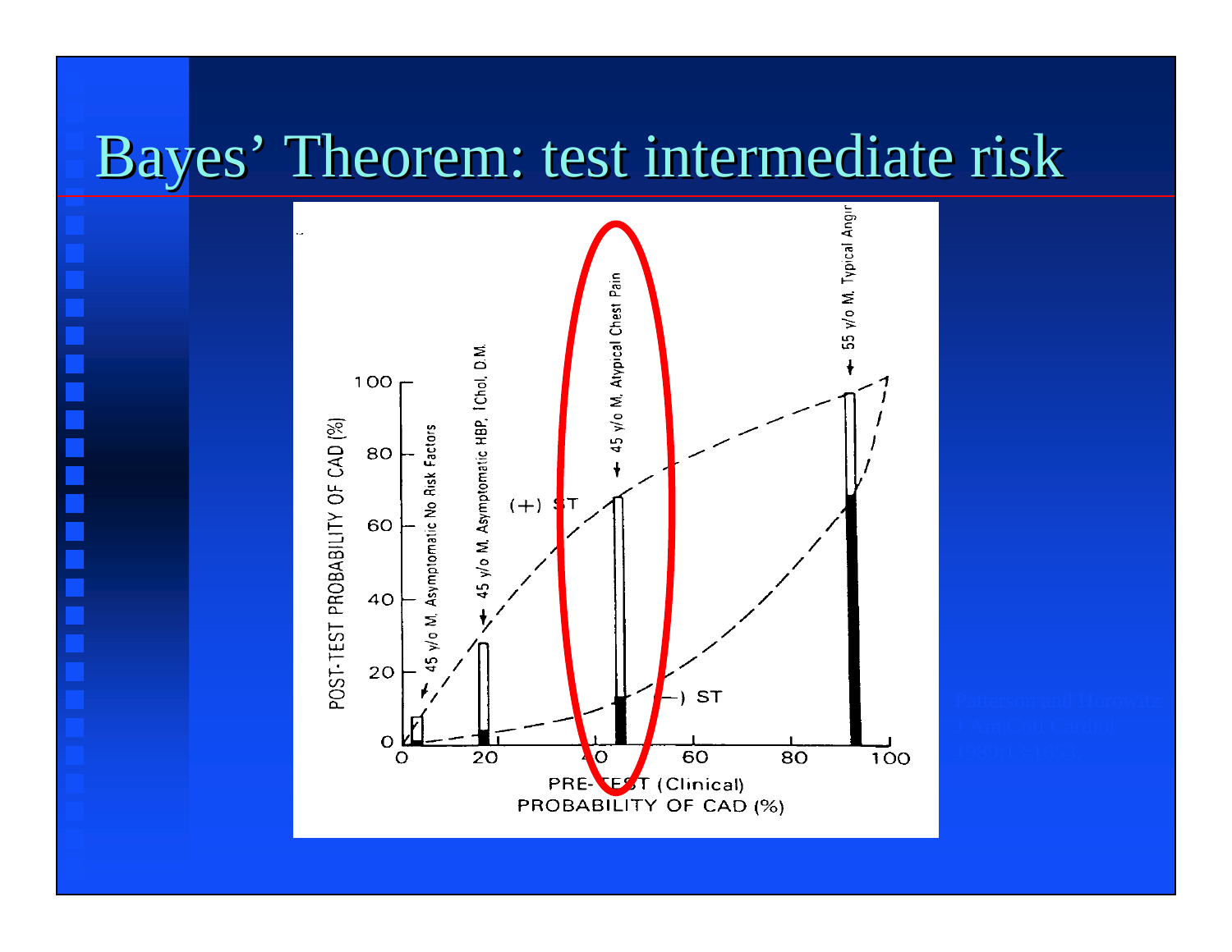# Bayes' Theorem: test intermediate risk

POST-TEST PROBABILITY OF CAD (%)

PRE-TEST (Clinical) PROBABILITY OF CAD (%)

45 y/o M, Asymptomatic No Risk Factors

45 y/o M, Asymptomatic HBP, ↑Chol, D.M.

45 y/o M, Atypical Chest Pain

55 y/o M, Typical Angina

(+) ST

(−) ST

Patterson and Horowitz
J Am Coll Cardiol
13:1653, 1989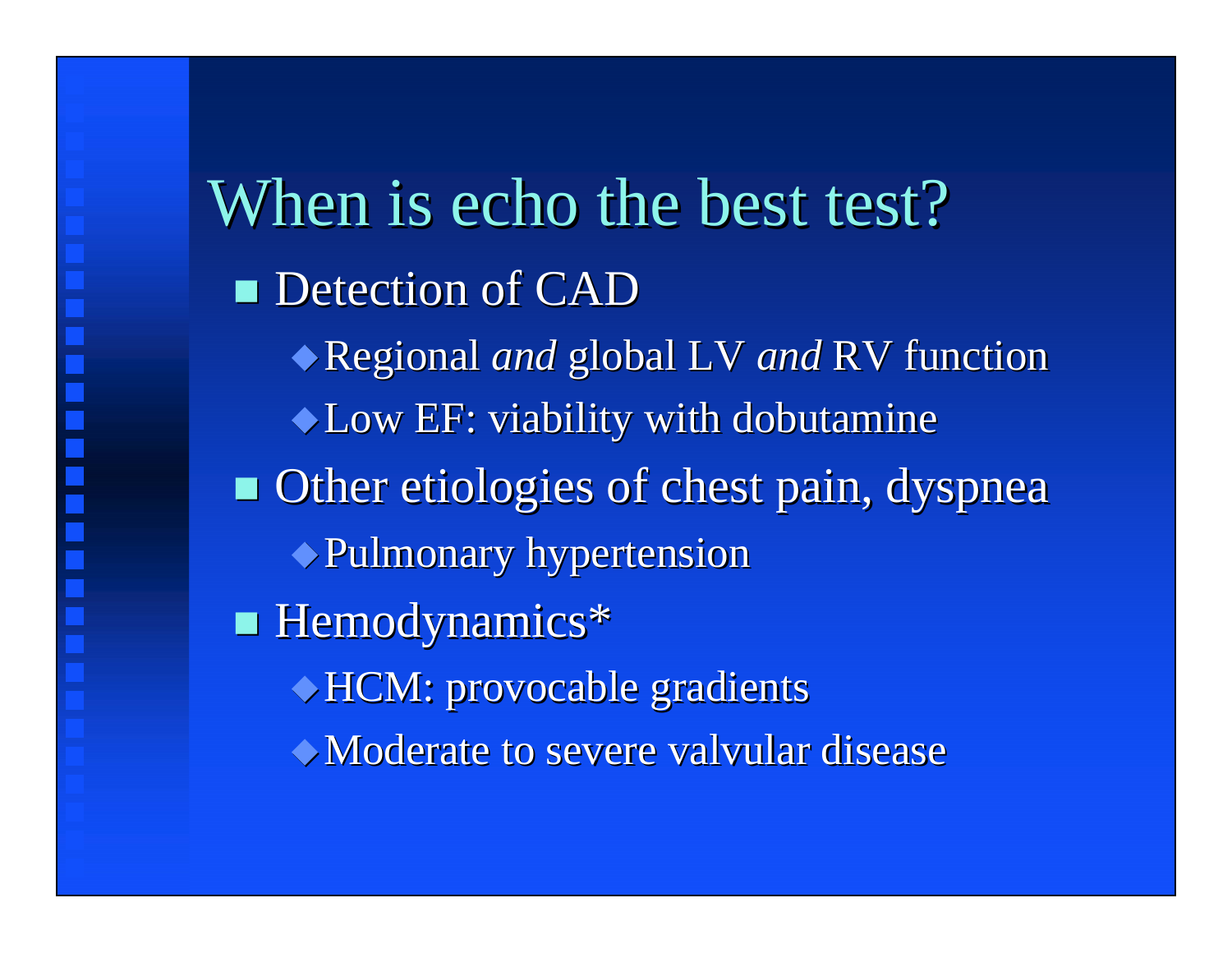# When is echo the best test?

- Detection of CAD
  - Regional *and* global LV *and* RV function
  - Low EF: viability with dobutamine
- Other etiologies of chest pain, dyspnea
  - Pulmonary hypertension
- Hemodynamics*
  - HCM: provocable gradients
  - Moderate to severe valvular disease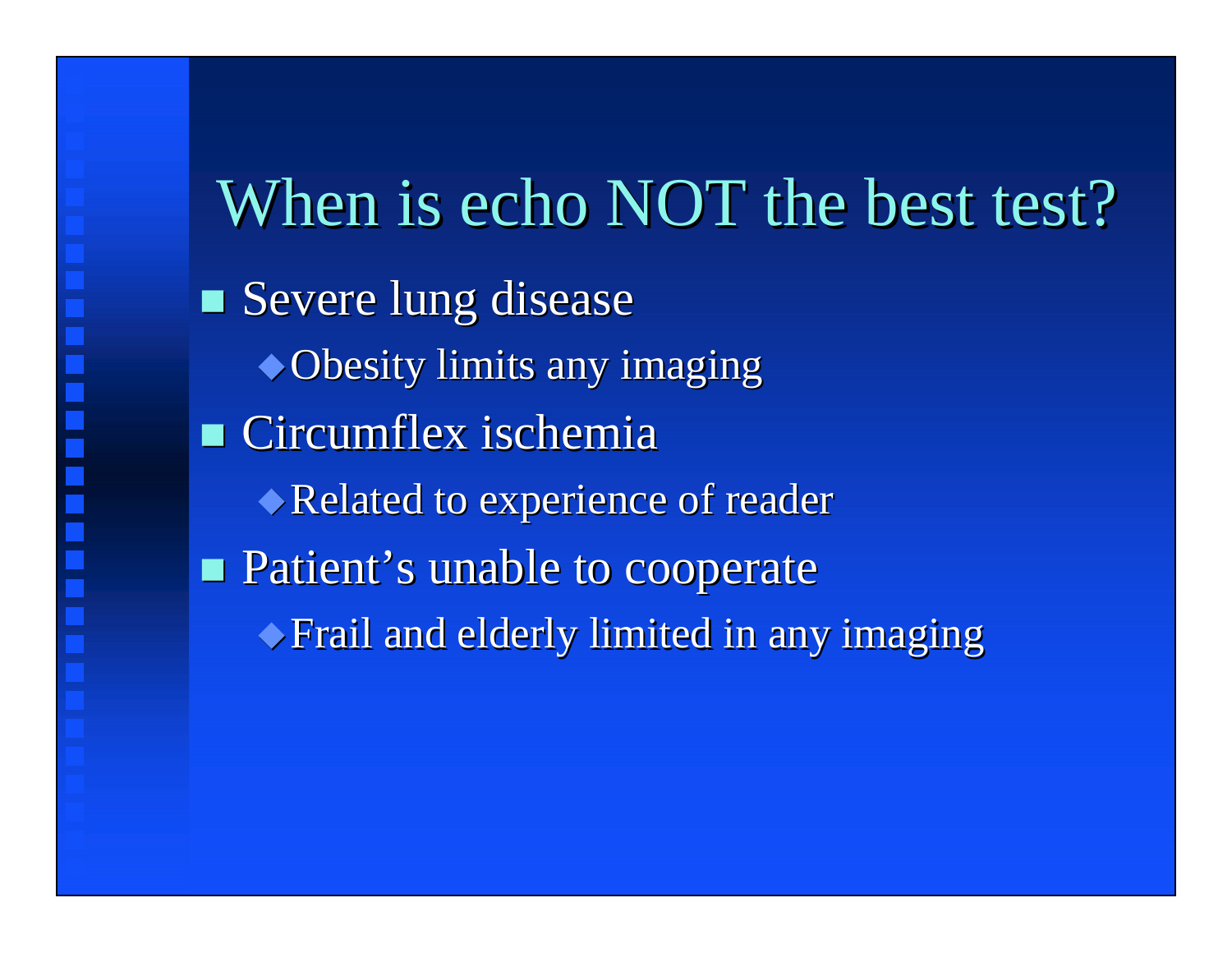# When is echo NOT the best test?

- Severe lung disease
  - Obesity limits any imaging
- Circumflex ischemia
  - Related to experience of reader
- Patient's unable to cooperate
  - Frail and elderly limited in any imaging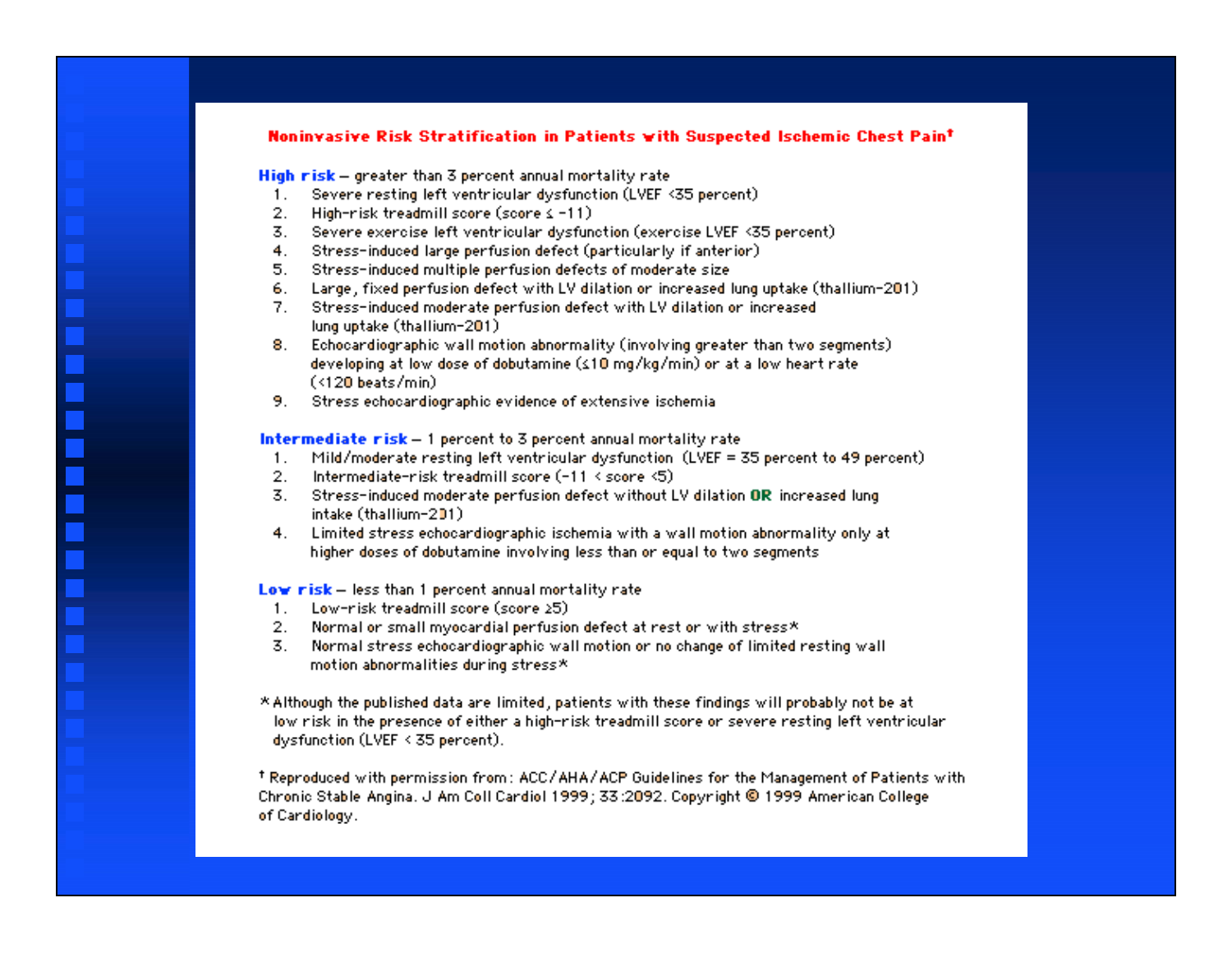# Noninvasive Risk Stratification in Patients with Suspected Ischemic Chest Pain†

**High risk** – greater than 3 percent annual mortality rate

1. Severe resting left ventricular dysfunction (LVEF <35 percent)
2. High-risk treadmill score (score ≤ -11)
3. Severe exercise left ventricular dysfunction (exercise LVEF <35 percent)
4. Stress-induced large perfusion defect (particularly if anterior)
5. Stress-induced multiple perfusion defects of moderate size
6. Large, fixed perfusion defect with LV dilation or increased lung uptake (thallium-201)
7. Stress-induced moderate perfusion defect with LV dilation or increased lung uptake (thallium-201)
8. Echocardiographic wall motion abnormality (involving greater than two segments) developing at low dose of dobutamine (≤10 mg/kg/min) or at a low heart rate (<120 beats/min)
9. Stress echocardiographic evidence of extensive ischemia

**Intermediate risk** – 1 percent to 3 percent annual mortality rate

1. Mild/moderate resting left ventricular dysfunction (LVEF = 35 percent to 49 percent)
2. Intermediate-risk treadmill score (-11 < score <5)
3. Stress-induced moderate perfusion defect without LV dilation **OR** increased lung intake (thallium-201)
4. Limited stress echocardiographic ischemia with a wall motion abnormality only at higher doses of dobutamine involving less than or equal to two segments

**Low risk** – less than 1 percent annual mortality rate

1. Low-risk treadmill score (score ≥5)
2. Normal or small myocardial perfusion defect at rest or with stress*
3. Normal stress echocardiographic wall motion or no change of limited resting wall motion abnormalities during stress*

*Although the published data are limited, patients with these findings will probably not be at low risk in the presence of either a high-risk treadmill score or severe resting left ventricular dysfunction (LVEF < 35 percent).

† Reproduced with permission from: ACC/AHA/ACP Guidelines for the Management of Patients with Chronic Stable Angina. J Am Coll Cardiol 1999; 33:2092. Copyright © 1999 American College of Cardiology.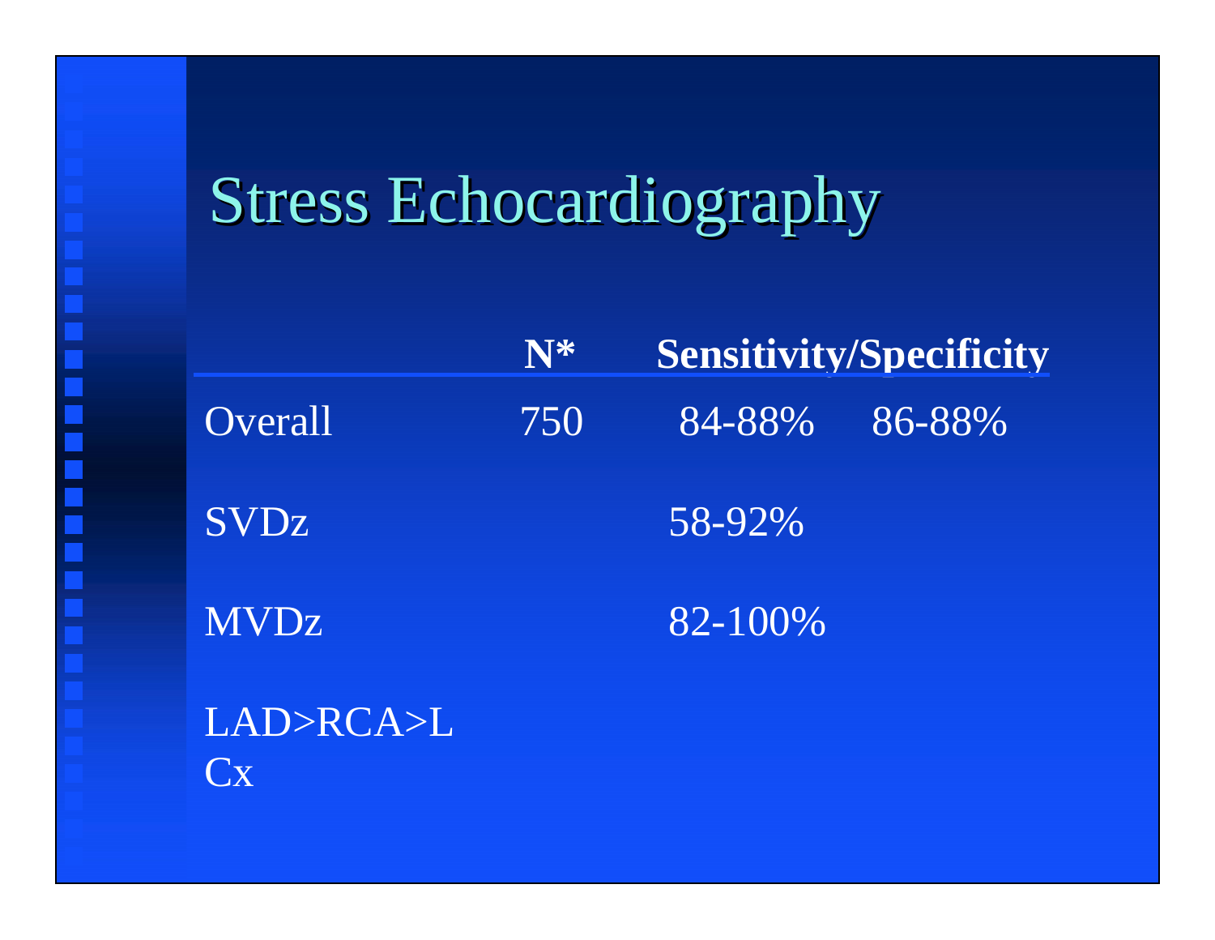# Stress Echocardiography

| | N* | Sensitivity/Specificity | |
|---|---|---|---|
| Overall | 750 | 84-88% | 86-88% |
| SVDz | | 58-92% | |
| MVDz | | 82-100% | |
| LAD>RCA>LCx | | | |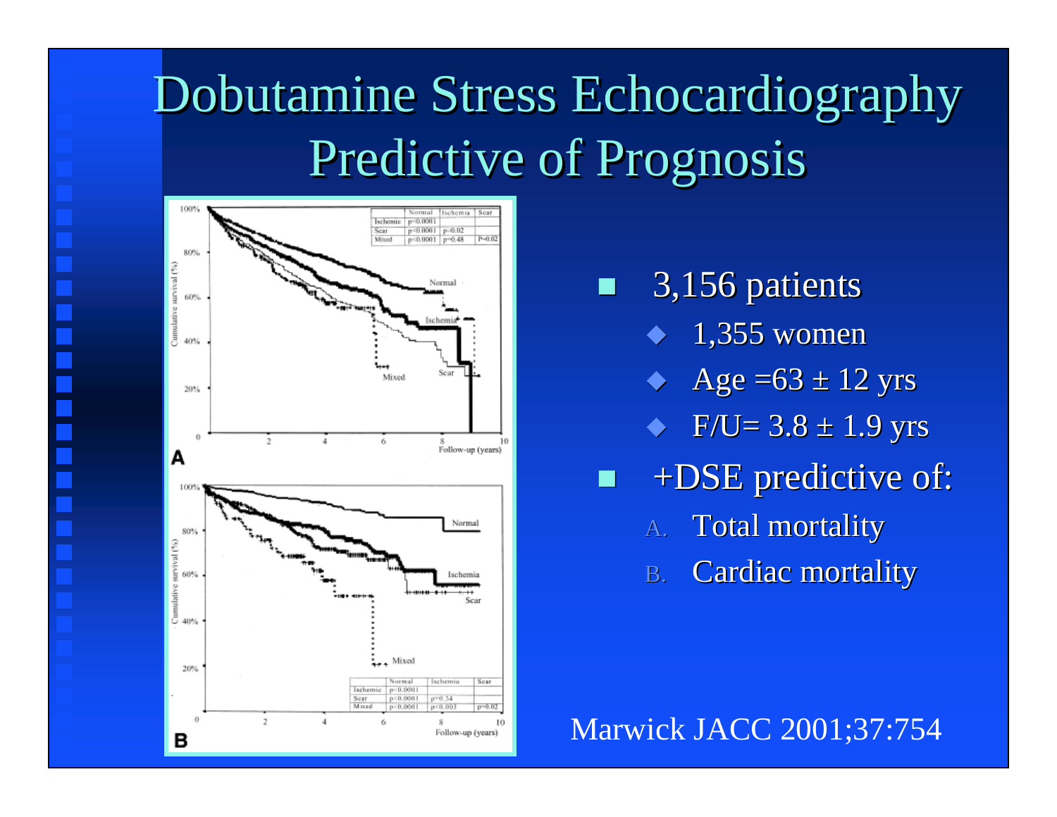# Dobutamine Stress Echocardiography Predictive of Prognosis

- 3,156 patients
  - 1,355 women
  - Age =63 ± 12 yrs
  - F/U= 3.8 ± 1.9 yrs
- +DSE predictive of:
  - A. Total mortality
  - B. Cardiac mortality

Marwick JACC 2001;37:754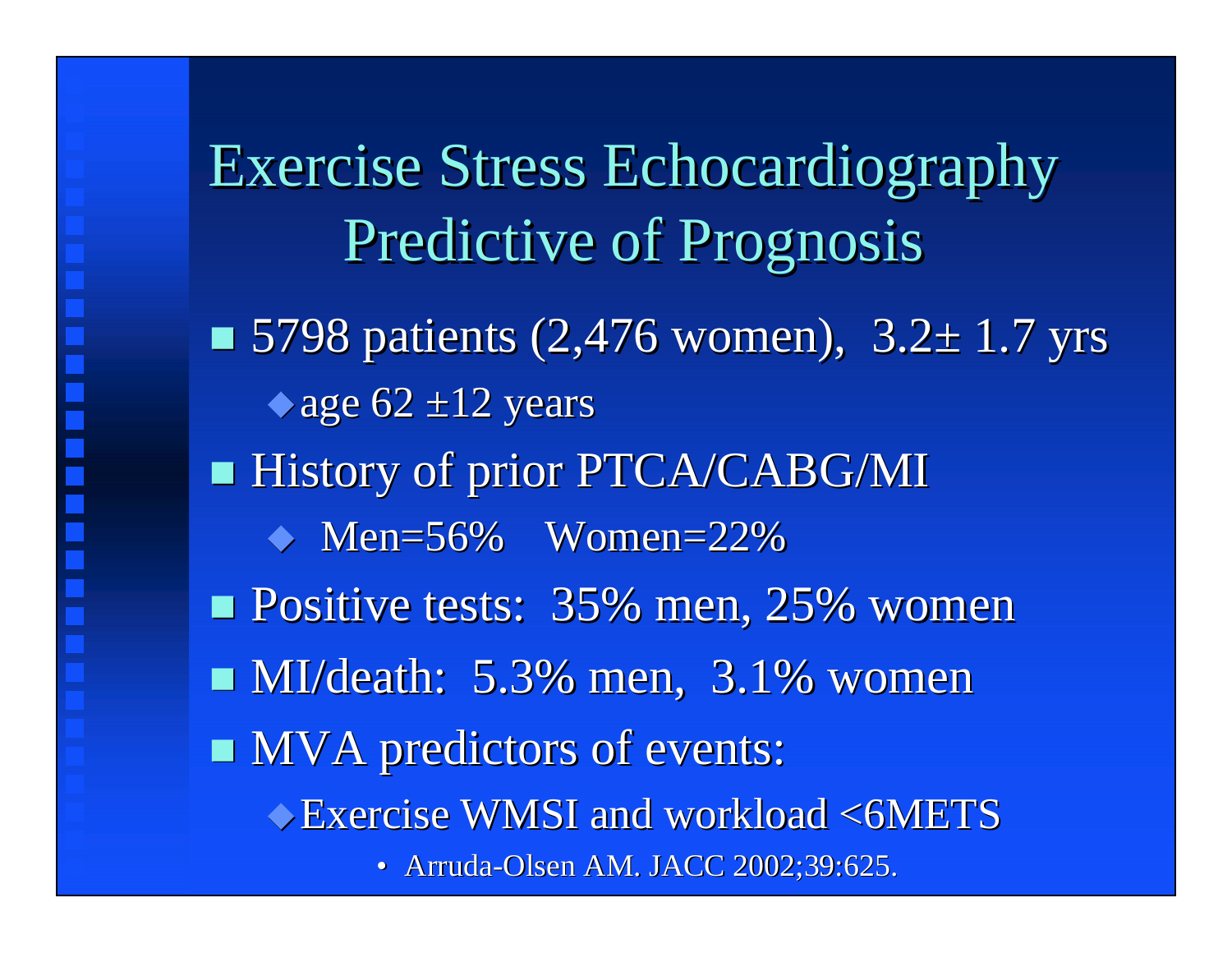# Exercise Stress Echocardiography Predictive of Prognosis

- 5798 patients (2,476 women), 3.2± 1.7 yrs
  - age 62 ±12 years
- History of prior PTCA/CABG/MI
  - Men=56% Women=22%
- Positive tests: 35% men, 25% women
- MI/death: 5.3% men, 3.1% women
- MVA predictors of events:
  - Exercise WMSI and workload <6METS
    - Arruda-Olsen AM. JACC 2002;39:625.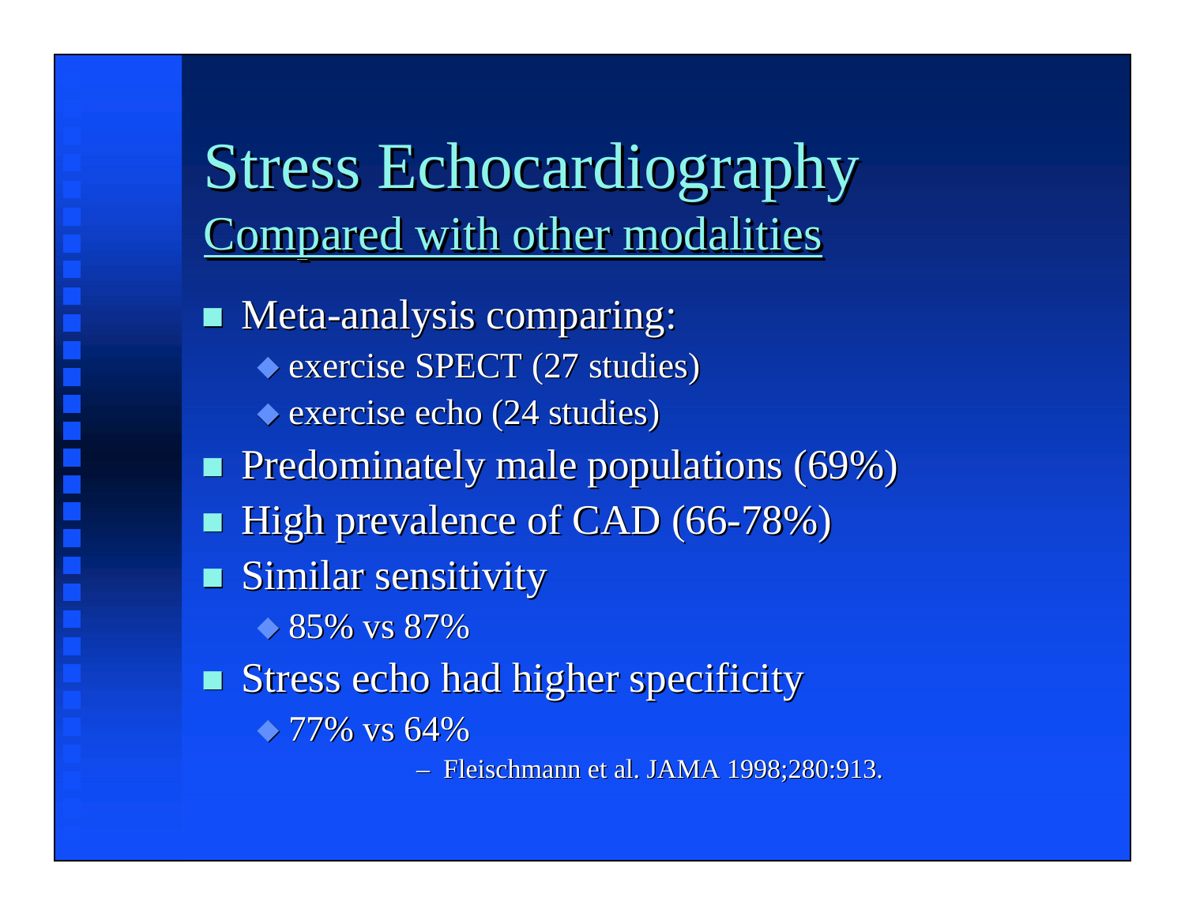# Stress Echocardiography

## Compared with other modalities

- Meta-analysis comparing:
  - exercise SPECT (27 studies)
  - exercise echo (24 studies)
- Predominately male populations (69%)
- High prevalence of CAD (66-78%)
- Similar sensitivity
  - 85% vs 87%
- Stress echo had higher specificity
  - 77% vs 64%
    - Fleischmann et al. JAMA 1998;280:913.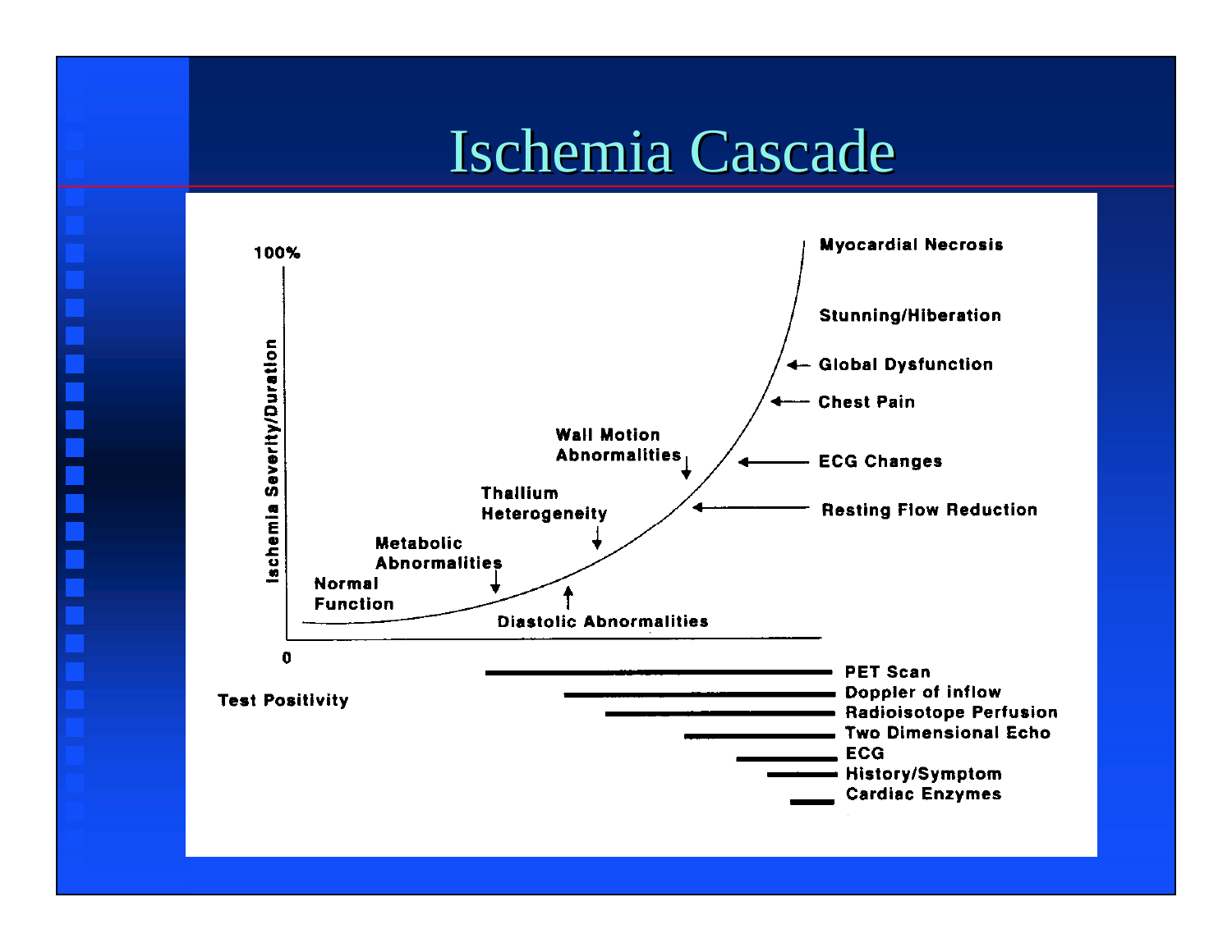# Ischemia Cascade

100%

Ischemia Severity/Duration

0

Myocardial Necrosis

Stunning/Hiberation

Global Dysfunction

Chest Pain

ECG Changes

Resting Flow Reduction

Wall Motion Abnormalities

Thallium Heterogeneity

Metabolic Abnormalities

Normal Function

Diastolic Abnormalities

Test Positivity

PET Scan

Doppler of inflow

Radioisotope Perfusion

Two Dimensional Echo

ECG

History/Symptom

Cardiac Enzymes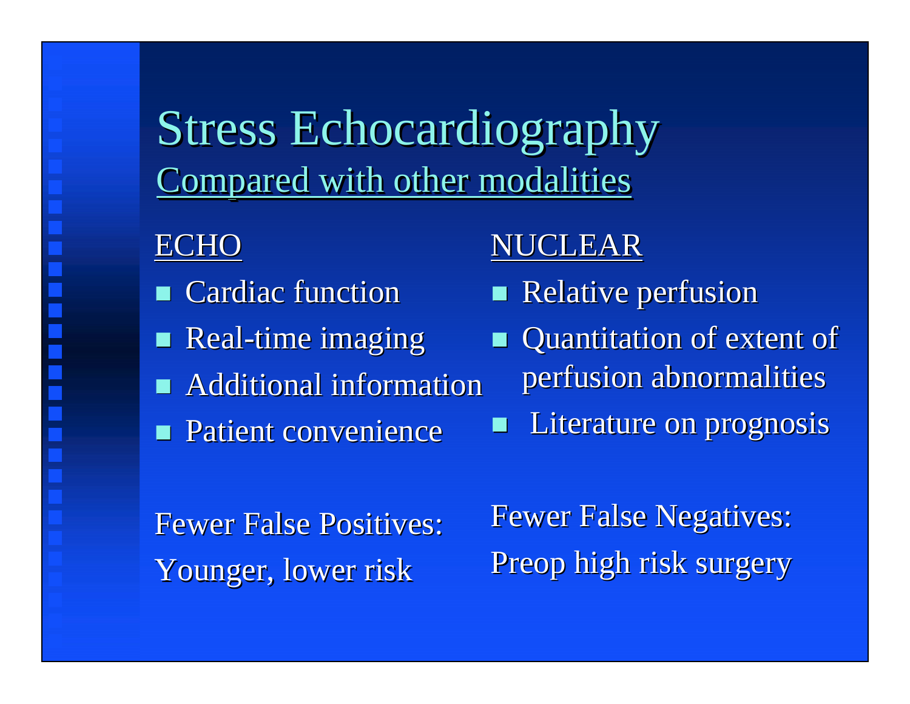# Stress Echocardiography

## Compared with other modalities

ECHO

- Cardiac function
- Real-time imaging
- Additional information
- Patient convenience

Fewer False Positives:
Younger, lower risk

NUCLEAR

- Relative perfusion
- Quantitation of extent of perfusion abnormalities
- Literature on prognosis

Fewer False Negatives:
Preop high risk surgery